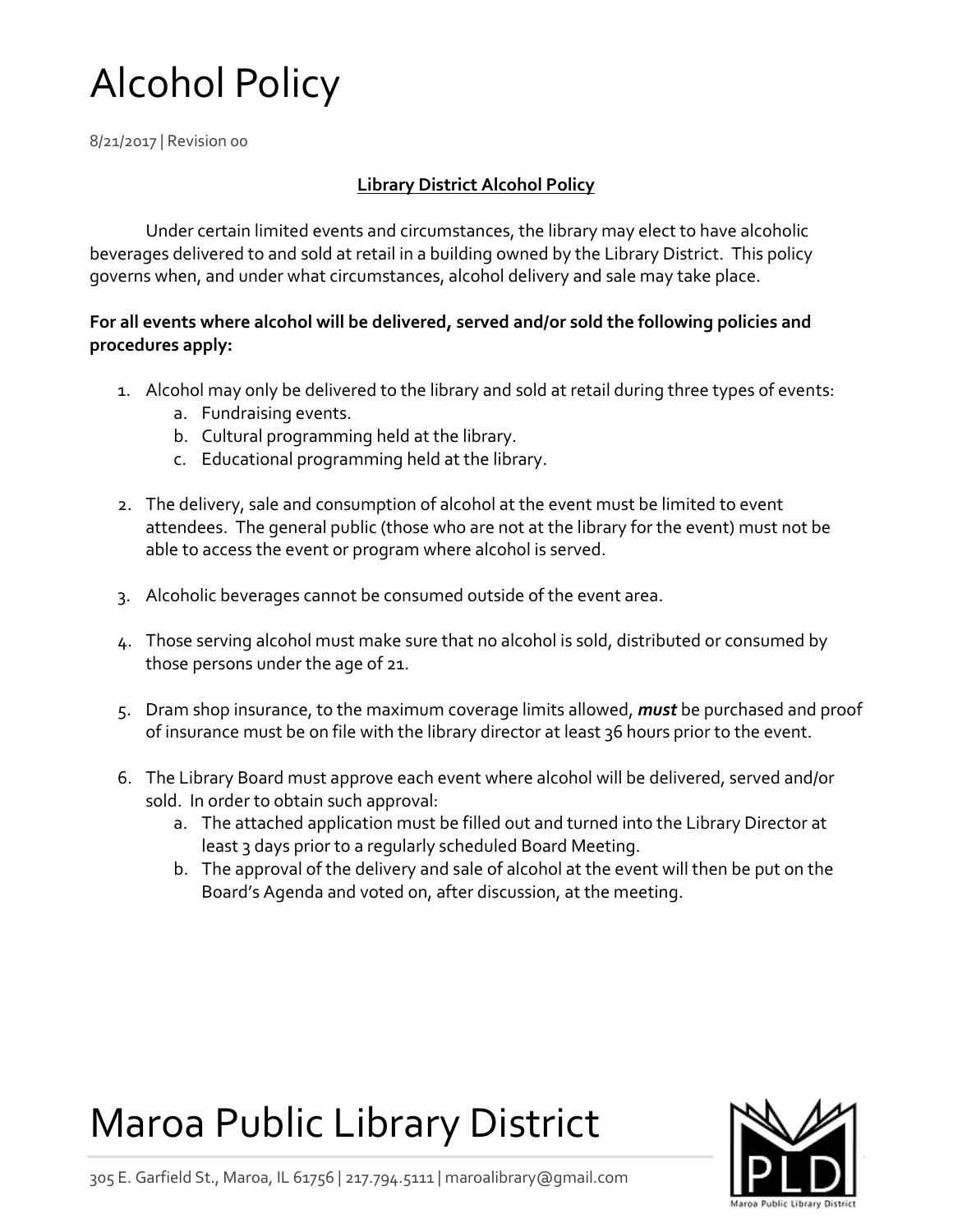# Alcohol Policy

8/21/2017 | Revision 00

**Library District Alcohol Policy**

Under certain limited events and circumstances, the library may elect to have alcoholic beverages delivered to and sold at retail in a building owned by the Library District. This policy governs when, and under what circumstances, alcohol delivery and sale may take place.

**For all events where alcohol will be delivered, served and/or sold the following policies and procedures apply:**

1. Alcohol may only be delivered to the library and sold at retail during three types of events:
    a. Fundraising events.
    b. Cultural programming held at the library.
    c. Educational programming held at the library.

2. The delivery, sale and consumption of alcohol at the event must be limited to event attendees. The general public (those who are not at the library for the event) must not be able to access the event or program where alcohol is served.

3. Alcoholic beverages cannot be consumed outside of the event area.

4. Those serving alcohol must make sure that no alcohol is sold, distributed or consumed by those persons under the age of 21.

5. Dram shop insurance, to the maximum coverage limits allowed, ***must*** be purchased and proof of insurance must be on file with the library director at least 36 hours prior to the event.

6. The Library Board must approve each event where alcohol will be delivered, served and/or sold. In order to obtain such approval:
    a. The attached application must be filled out and turned into the Library Director at least 3 days prior to a regularly scheduled Board Meeting.
    b. The approval of the delivery and sale of alcohol at the event will then be put on the Board's Agenda and voted on, after discussion, at the meeting.

# Maroa Public Library District

305 E. Garfield St., Maroa, IL 61756 | 217.794.5111 | maroalibrary@gmail.com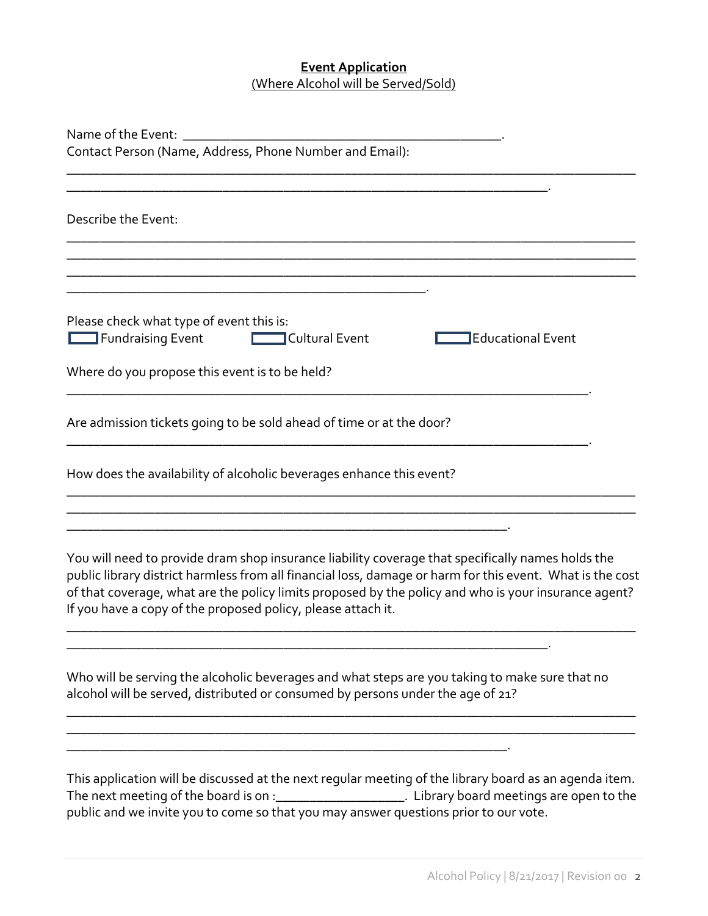**Event Application**
(Where Alcohol will be Served/Sold)

Name of the Event: ______________________________________________.
Contact Person (Name, Address, Phone Number and Email):
_______________________________________________________________________________
_________________________________________________________________________.

Describe the Event:
_______________________________________________________________________________
_______________________________________________________________________________
_______________________________________________________________________________
______________________________________________________.

Please check what type of event this is:
☐ Fundraising Event ☐ Cultural Event ☐ Educational Event

Where do you propose this event is to be held?
_____________________________________________________________________________.

Are admission tickets going to be sold ahead of time or at the door?
_____________________________________________________________________________.

How does the availability of alcoholic beverages enhance this event?
_______________________________________________________________________________
_______________________________________________________________________________
__________________________________________________________________.

You will need to provide dram shop insurance liability coverage that specifically names holds the public library district harmless from all financial loss, damage or harm for this event. What is the cost of that coverage, what are the policy limits proposed by the policy and who is your insurance agent? If you have a copy of the proposed policy, please attach it.
_______________________________________________________________________________
_________________________________________________________________________.

Who will be serving the alcoholic beverages and what steps are you taking to make sure that no alcohol will be served, distributed or consumed by persons under the age of 21?
_______________________________________________________________________________
_______________________________________________________________________________
__________________________________________________________________.

This application will be discussed at the next regular meeting of the library board as an agenda item. The next meeting of the board is on :__________________. Library board meetings are open to the public and we invite you to come so that you may answer questions prior to our vote.